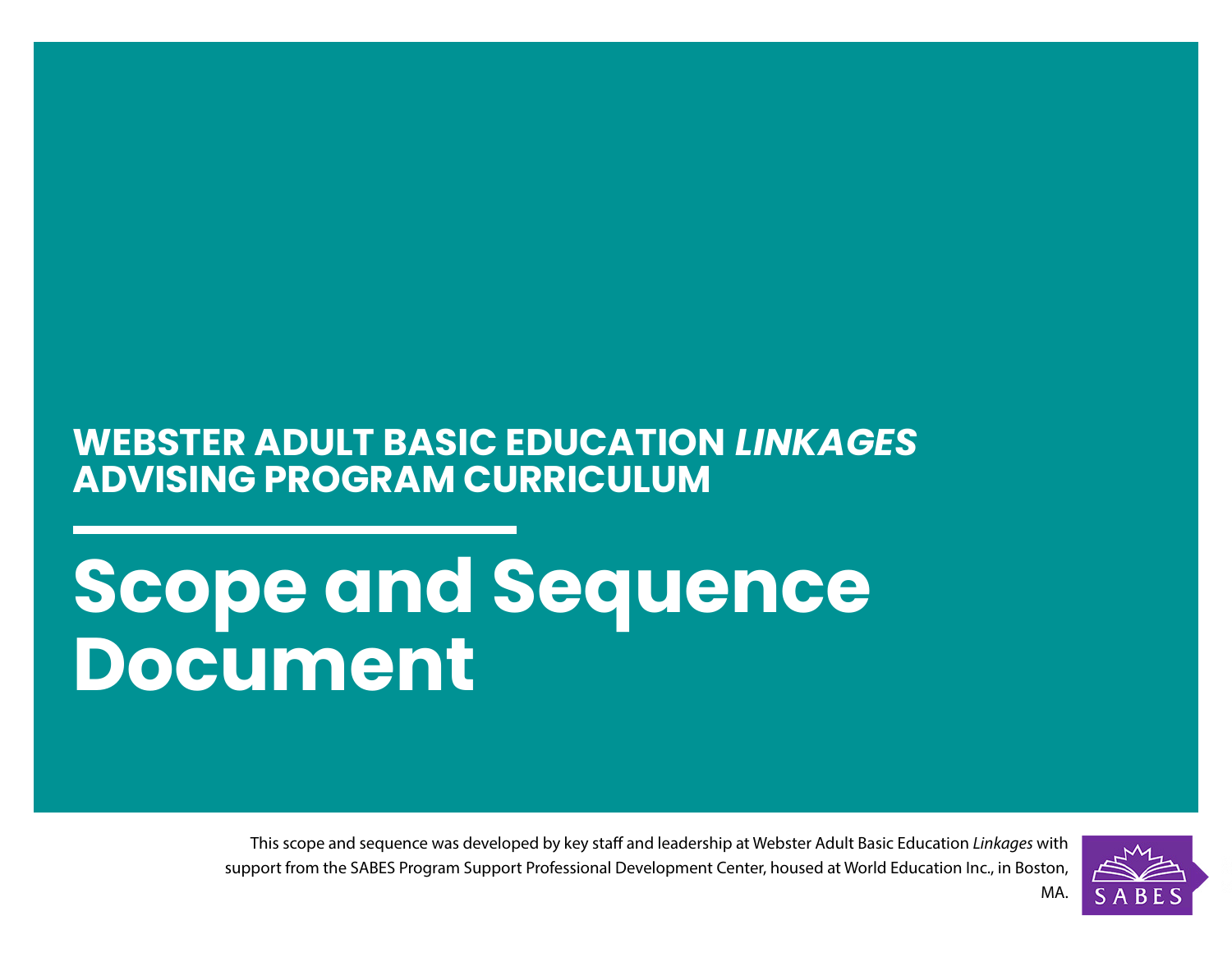## WEBSTER ADULT BASIC EDUCATION *LINKAGES* ADVISING PROGRAM CURRICULUM

# Scope and Sequence Document

This scope and sequence was developed by key staff and leadership at Webster Adult Basic Education *Linkages* with support from the SABES Program Support Professional Development Center, housed at World Education Inc., in Boston, MA.

SABES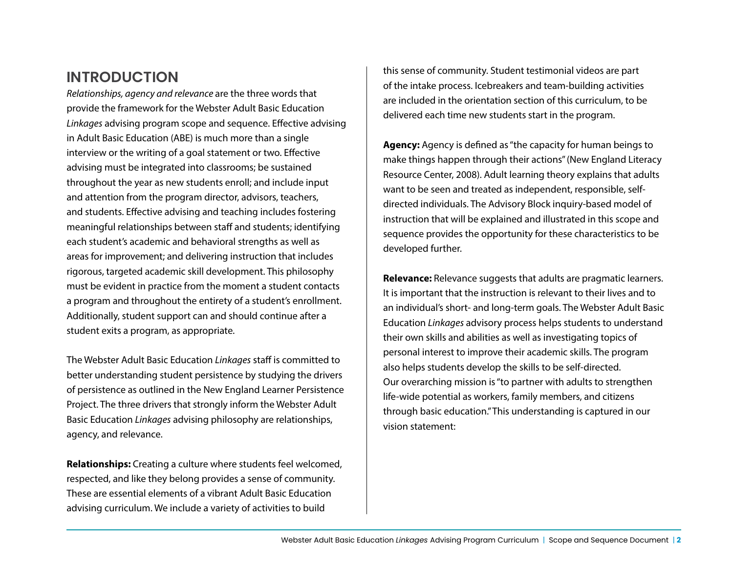## INTRODUCTION

*Relationships, agency and relevance* are the three words that provide the framework for the Webster Adult Basic Education *Linkages* advising program scope and sequence. Effective advising in Adult Basic Education (ABE) is much more than a single interview or the writing of a goal statement or two. Effective advising must be integrated into classrooms; be sustained throughout the year as new students enroll; and include input and attention from the program director, advisors, teachers, and students. Effective advising and teaching includes fostering meaningful relationships between staff and students; identifying each student's academic and behavioral strengths as well as areas for improvement; and delivering instruction that includes rigorous, targeted academic skill development. This philosophy must be evident in practice from the moment a student contacts a program and throughout the entirety of a student's enrollment. Additionally, student support can and should continue after a student exits a program, as appropriate.

The Webster Adult Basic Education *Linkages* staff is committed to better understanding student persistence by studying the drivers of persistence as outlined in the New England Learner Persistence Project. The three drivers that strongly inform the Webster Adult Basic Education *Linkages* advising philosophy are relationships, agency, and relevance.

**Relationships:** Creating a culture where students feel welcomed, respected, and like they belong provides a sense of community. These are essential elements of a vibrant Adult Basic Education advising curriculum. We include a variety of activities to build this sense of community. Student testimonial videos are part of the intake process. Icebreakers and team-building activities are included in the orientation section of this curriculum, to be delivered each time new students start in the program.

**Agency:** Agency is defined as "the capacity for human beings to make things happen through their actions" (New England Literacy Resource Center, 2008). Adult learning theory explains that adults want to be seen and treated as independent, responsible, self-directed individuals. The Advisory Block inquiry-based model of instruction that will be explained and illustrated in this scope and sequence provides the opportunity for these characteristics to be developed further.

**Relevance:** Relevance suggests that adults are pragmatic learners. It is important that the instruction is relevant to their lives and to an individual's short- and long-term goals. The Webster Adult Basic Education *Linkages* advisory process helps students to understand their own skills and abilities as well as investigating topics of personal interest to improve their academic skills. The program also helps students develop the skills to be self-directed. Our overarching mission is "to partner with adults to strengthen life-wide potential as workers, family members, and citizens through basic education." This understanding is captured in our vision statement: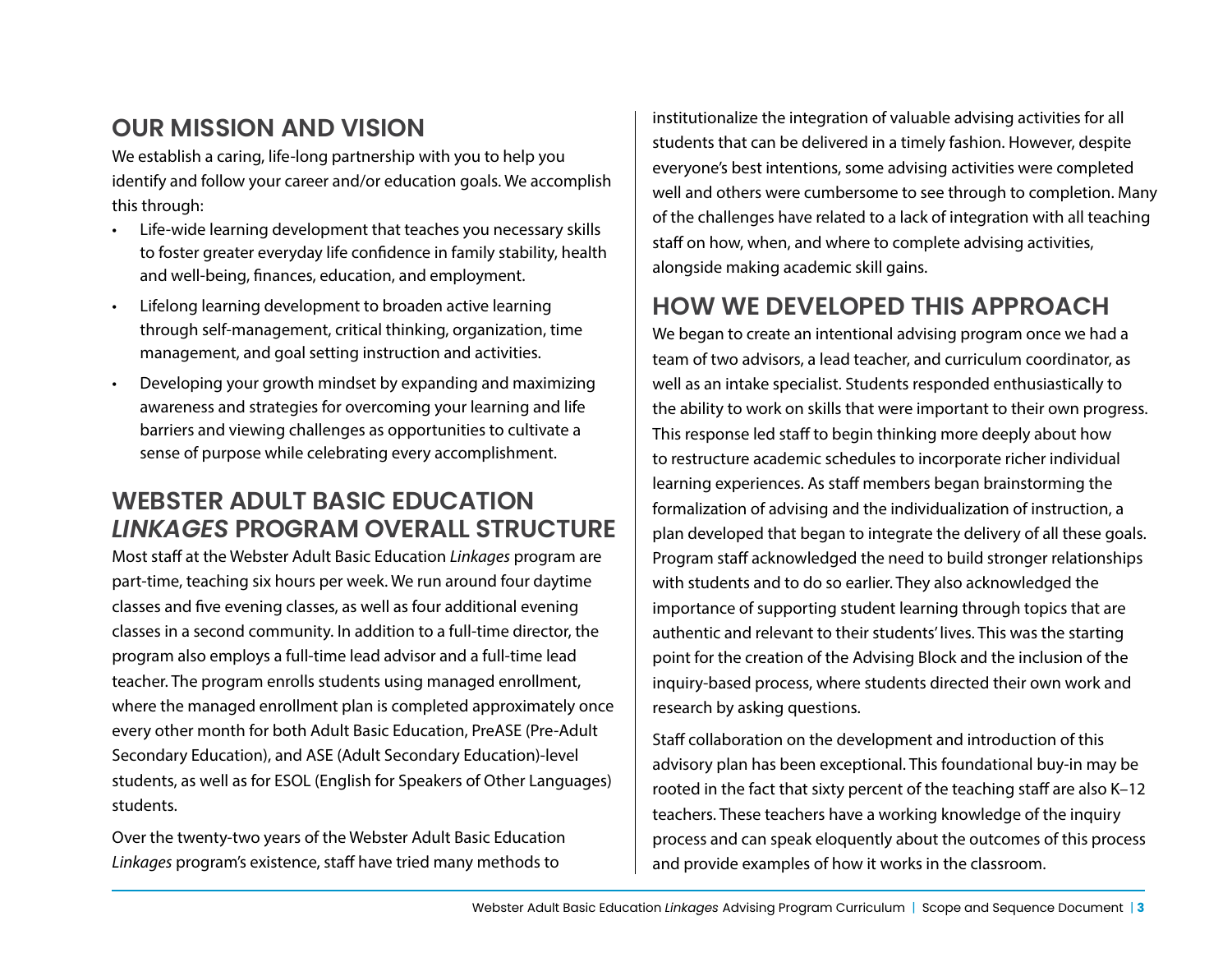## OUR MISSION AND VISION

We establish a caring, life-long partnership with you to help you identify and follow your career and/or education goals. We accomplish this through:

- Life-wide learning development that teaches you necessary skills to foster greater everyday life confidence in family stability, health and well-being, finances, education, and employment.
- Lifelong learning development to broaden active learning through self-management, critical thinking, organization, time management, and goal setting instruction and activities.
- Developing your growth mindset by expanding and maximizing awareness and strategies for overcoming your learning and life barriers and viewing challenges as opportunities to cultivate a sense of purpose while celebrating every accomplishment.

## WEBSTER ADULT BASIC EDUCATION *LINKAGES* PROGRAM OVERALL STRUCTURE

Most staff at the Webster Adult Basic Education *Linkages* program are part-time, teaching six hours per week. We run around four daytime classes and five evening classes, as well as four additional evening classes in a second community. In addition to a full-time director, the program also employs a full-time lead advisor and a full-time lead teacher. The program enrolls students using managed enrollment, where the managed enrollment plan is completed approximately once every other month for both Adult Basic Education, PreASE (Pre-Adult Secondary Education), and ASE (Adult Secondary Education)-level students, as well as for ESOL (English for Speakers of Other Languages) students.

Over the twenty-two years of the Webster Adult Basic Education *Linkages* program's existence, staff have tried many methods to institutionalize the integration of valuable advising activities for all students that can be delivered in a timely fashion. However, despite everyone's best intentions, some advising activities were completed well and others were cumbersome to see through to completion. Many of the challenges have related to a lack of integration with all teaching staff on how, when, and where to complete advising activities, alongside making academic skill gains.

## HOW WE DEVELOPED THIS APPROACH

We began to create an intentional advising program once we had a team of two advisors, a lead teacher, and curriculum coordinator, as well as an intake specialist. Students responded enthusiastically to the ability to work on skills that were important to their own progress. This response led staff to begin thinking more deeply about how to restructure academic schedules to incorporate richer individual learning experiences. As staff members began brainstorming the formalization of advising and the individualization of instruction, a plan developed that began to integrate the delivery of all these goals. Program staff acknowledged the need to build stronger relationships with students and to do so earlier. They also acknowledged the importance of supporting student learning through topics that are authentic and relevant to their students' lives. This was the starting point for the creation of the Advising Block and the inclusion of the inquiry-based process, where students directed their own work and research by asking questions.

Staff collaboration on the development and introduction of this advisory plan has been exceptional. This foundational buy-in may be rooted in the fact that sixty percent of the teaching staff are also K–12 teachers. These teachers have a working knowledge of the inquiry process and can speak eloquently about the outcomes of this process and provide examples of how it works in the classroom.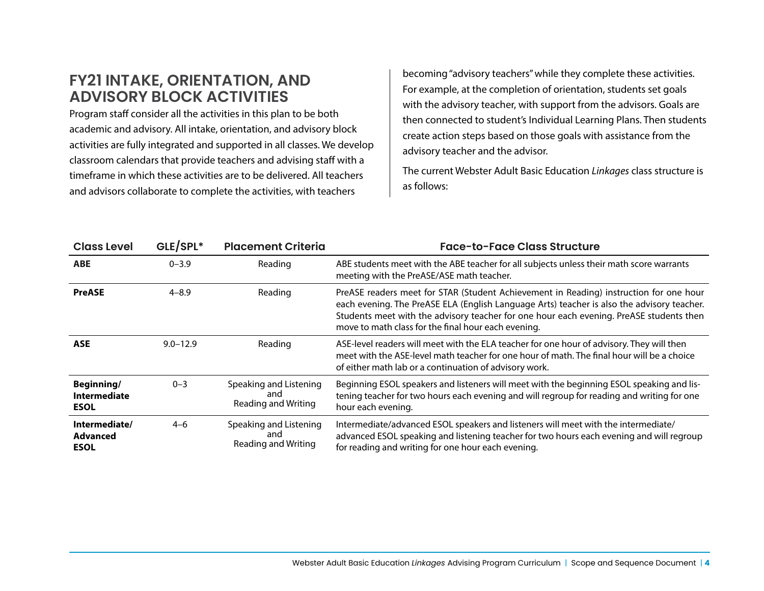## FY21 INTAKE, ORIENTATION, AND ADVISORY BLOCK ACTIVITIES

Program staff consider all the activities in this plan to be both academic and advisory. All intake, orientation, and advisory block activities are fully integrated and supported in all classes. We develop classroom calendars that provide teachers and advising staff with a timeframe in which these activities are to be delivered. All teachers and advisors collaborate to complete the activities, with teachers becoming "advisory teachers" while they complete these activities. For example, at the completion of orientation, students set goals with the advisory teacher, with support from the advisors. Goals are then connected to student's Individual Learning Plans. Then students create action steps based on those goals with assistance from the advisory teacher and the advisor.

The current Webster Adult Basic Education *Linkages* class structure is as follows:

| Class Level | GLE/SPL* | Placement Criteria | Face-to-Face Class Structure |
|---|---|---|---|
| **ABE** | 0–3.9 | Reading | ABE students meet with the ABE teacher for all subjects unless their math score warrants meeting with the PreASE/ASE math teacher. |
| **PreASE** | 4–8.9 | Reading | PreASE readers meet for STAR (Student Achievement in Reading) instruction for one hour each evening. The PreASE ELA (English Language Arts) teacher is also the advisory teacher. Students meet with the advisory teacher for one hour each evening. PreASE students then move to math class for the final hour each evening. |
| **ASE** | 9.0–12.9 | Reading | ASE-level readers will meet with the ELA teacher for one hour of advisory. They will then meet with the ASE-level math teacher for one hour of math. The final hour will be a choice of either math lab or a continuation of advisory work. |
| **Beginning/ Intermediate ESOL** | 0–3 | Speaking and Listening and Reading and Writing | Beginning ESOL speakers and listeners will meet with the beginning ESOL speaking and listening teacher for two hours each evening and will regroup for reading and writing for one hour each evening. |
| **Intermediate/ Advanced ESOL** | 4–6 | Speaking and Listening and Reading and Writing | Intermediate/advanced ESOL speakers and listeners will meet with the intermediate/ advanced ESOL speaking and listening teacher for two hours each evening and will regroup for reading and writing for one hour each evening. |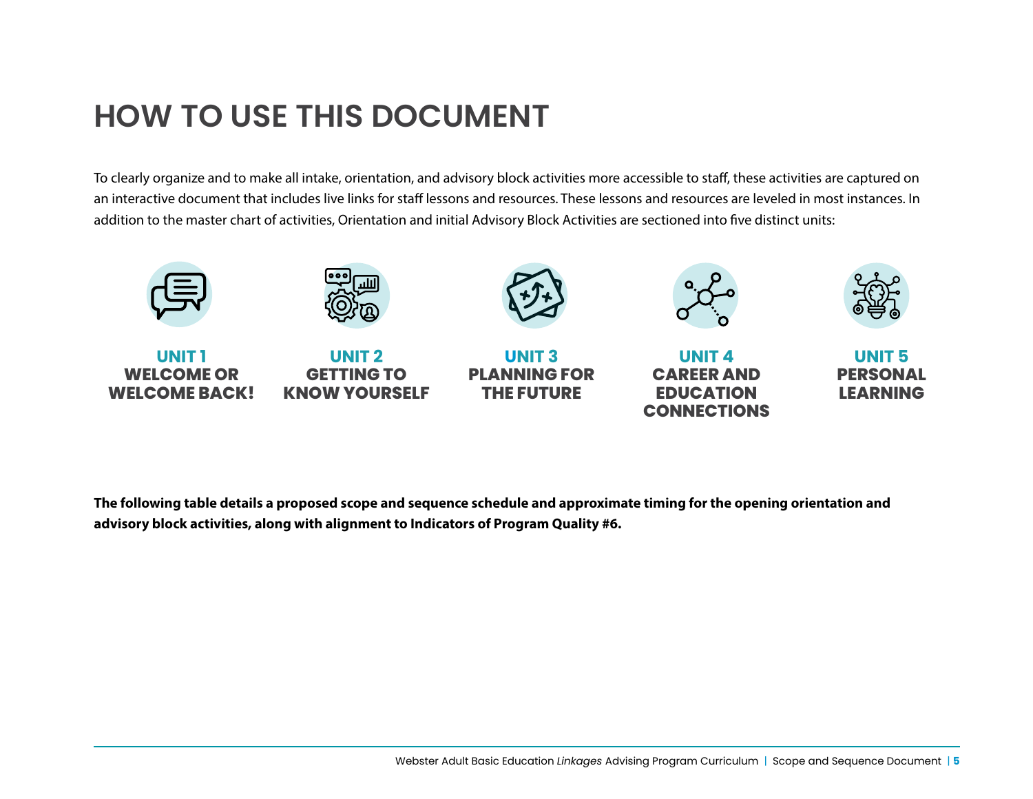# HOW TO USE THIS DOCUMENT

To clearly organize and to make all intake, orientation, and advisory block activities more accessible to staff, these activities are captured on an interactive document that includes live links for staff lessons and resources. These lessons and resources are leveled in most instances. In addition to the master chart of activities, Orientation and initial Advisory Block Activities are sectioned into five distinct units:

**UNIT 1**
**WELCOME OR WELCOME BACK!**

**UNIT 2**
**GETTING TO KNOW YOURSELF**

**UNIT 3**
**PLANNING FOR THE FUTURE**

**UNIT 4**
**CAREER AND EDUCATION CONNECTIONS**

**UNIT 5**
**PERSONAL LEARNING**

**The following table details a proposed scope and sequence schedule and approximate timing for the opening orientation and advisory block activities, along with alignment to Indicators of Program Quality #6.**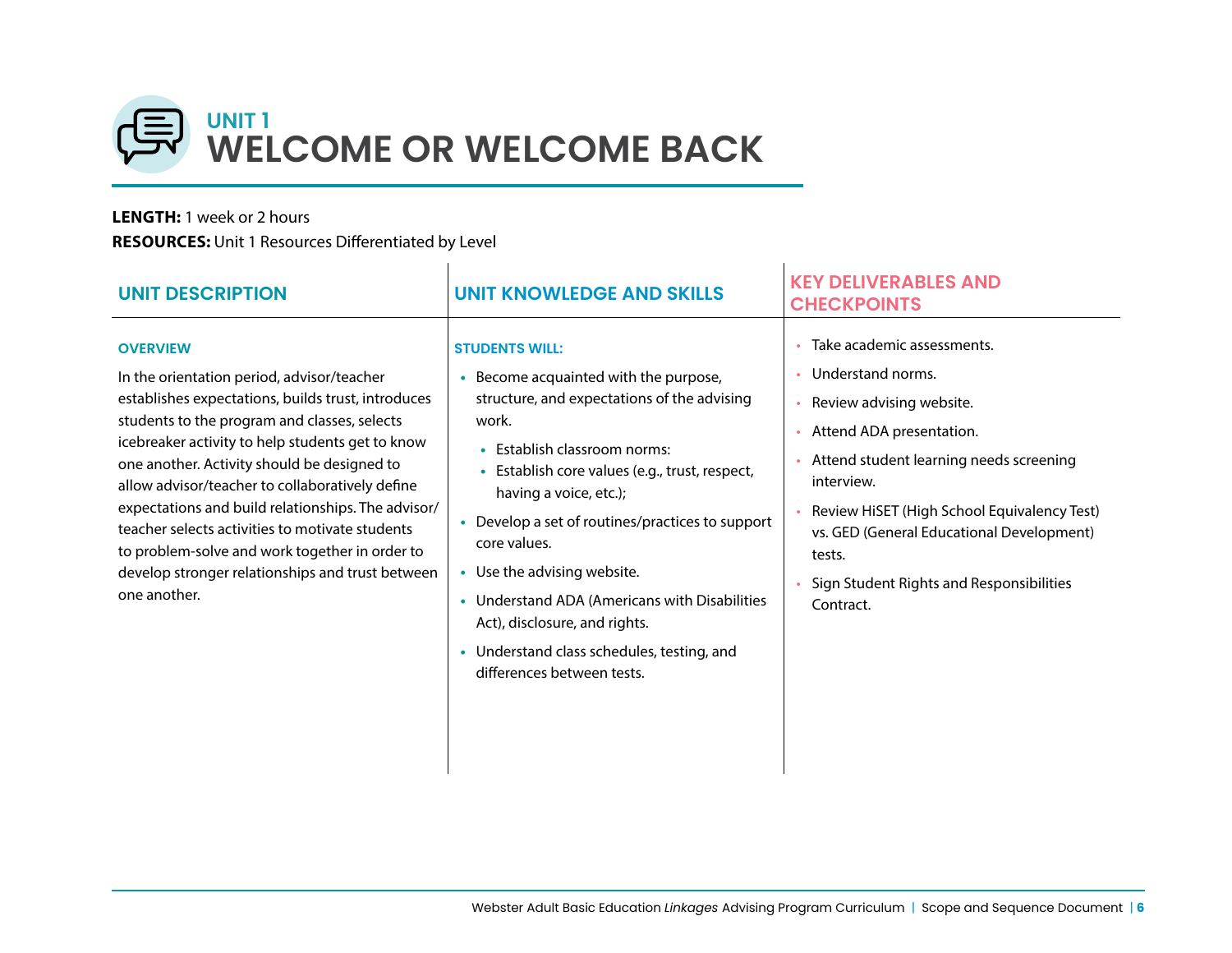# UNIT 1
# WELCOME OR WELCOME BACK

**LENGTH:** 1 week or 2 hours

**RESOURCES:** Unit 1 Resources Differentiated by Level

## UNIT DESCRIPTION

### OVERVIEW

In the orientation period, advisor/teacher establishes expectations, builds trust, introduces students to the program and classes, selects icebreaker activity to help students get to know one another. Activity should be designed to allow advisor/teacher to collaboratively define expectations and build relationships. The advisor/teacher selects activities to motivate students to problem-solve and work together in order to develop stronger relationships and trust between one another.

## UNIT KNOWLEDGE AND SKILLS

### STUDENTS WILL:

- Become acquainted with the purpose, structure, and expectations of the advising work.
  - Establish classroom norms:
  - Establish core values (e.g., trust, respect, having a voice, etc.);
- Develop a set of routines/practices to support core values.
- Use the advising website.
- Understand ADA (Americans with Disabilities Act), disclosure, and rights.
- Understand class schedules, testing, and differences between tests.

## KEY DELIVERABLES AND CHECKPOINTS

- Take academic assessments.
- Understand norms.
- Review advising website.
- Attend ADA presentation.
- Attend student learning needs screening interview.
- Review HiSET (High School Equivalency Test) vs. GED (General Educational Development) tests.
- Sign Student Rights and Responsibilities Contract.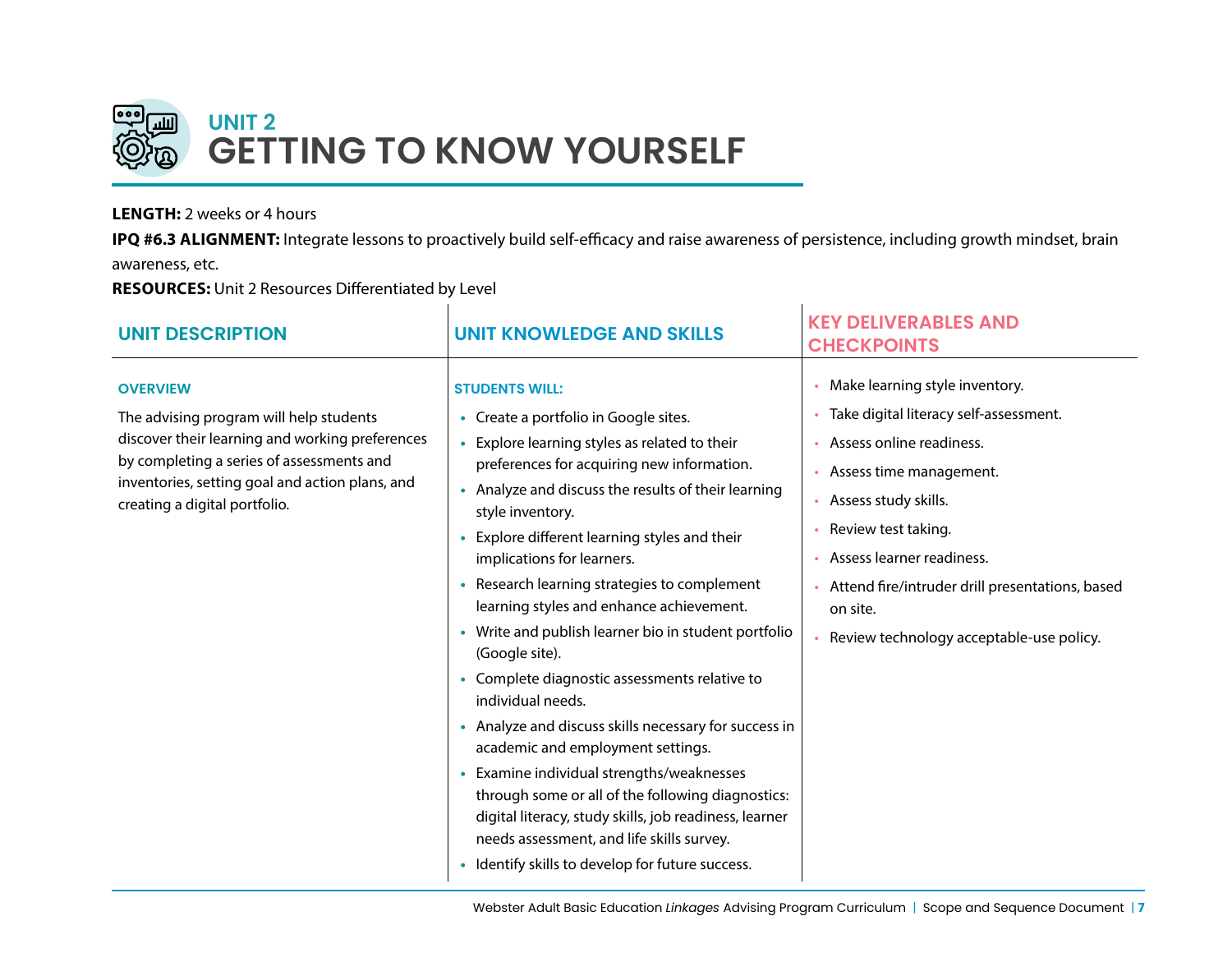# UNIT 2
# GETTING TO KNOW YOURSELF

**LENGTH:** 2 weeks or 4 hours

**IPQ #6.3 ALIGNMENT:** Integrate lessons to proactively build self-efficacy and raise awareness of persistence, including growth mindset, brain awareness, etc.

**RESOURCES:** Unit 2 Resources Differentiated by Level

## UNIT DESCRIPTION

**OVERVIEW**

The advising program will help students discover their learning and working preferences by completing a series of assessments and inventories, setting goal and action plans, and creating a digital portfolio.

## UNIT KNOWLEDGE AND SKILLS

**STUDENTS WILL:**

- Create a portfolio in Google sites.
- Explore learning styles as related to their preferences for acquiring new information.
- Analyze and discuss the results of their learning style inventory.
- Explore different learning styles and their implications for learners.
- Research learning strategies to complement learning styles and enhance achievement.
- Write and publish learner bio in student portfolio (Google site).
- Complete diagnostic assessments relative to individual needs.
- Analyze and discuss skills necessary for success in academic and employment settings.
- Examine individual strengths/weaknesses through some or all of the following diagnostics: digital literacy, study skills, job readiness, learner needs assessment, and life skills survey.
- Identify skills to develop for future success.

## KEY DELIVERABLES AND CHECKPOINTS

- Make learning style inventory.
- Take digital literacy self-assessment.
- Assess online readiness.
- Assess time management.
- Assess study skills.
- Review test taking.
- Assess learner readiness.
- Attend fire/intruder drill presentations, based on site.
- Review technology acceptable-use policy.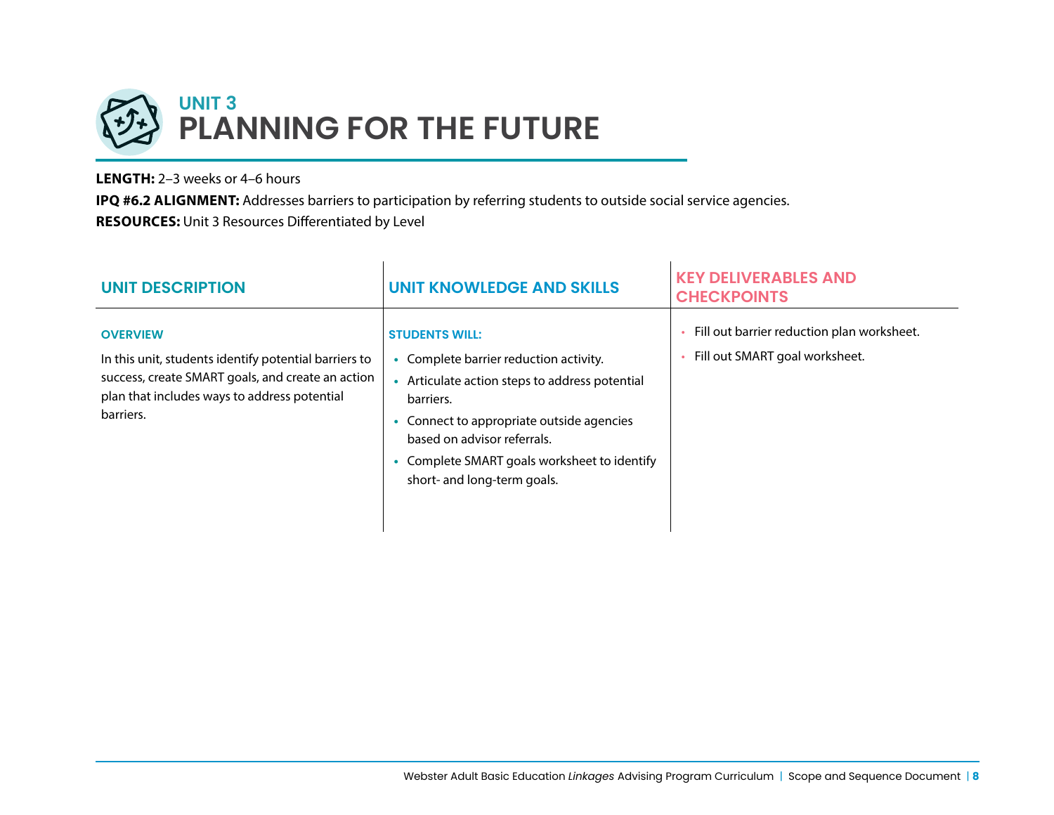## UNIT 3
# PLANNING FOR THE FUTURE

**LENGTH:** 2–3 weeks or 4–6 hours

**IPQ #6.2 ALIGNMENT:** Addresses barriers to participation by referring students to outside social service agencies.

**RESOURCES:** Unit 3 Resources Differentiated by Level

| UNIT DESCRIPTION | UNIT KNOWLEDGE AND SKILLS | KEY DELIVERABLES AND CHECKPOINTS |
|---|---|---|
| **OVERVIEW**<br><br>In this unit, students identify potential barriers to success, create SMART goals, and create an action plan that includes ways to address potential barriers. | **STUDENTS WILL:**<br><br>• Complete barrier reduction activity.<br>• Articulate action steps to address potential barriers.<br>• Connect to appropriate outside agencies based on advisor referrals.<br>• Complete SMART goals worksheet to identify short- and long-term goals. | • Fill out barrier reduction plan worksheet.<br>• Fill out SMART goal worksheet. |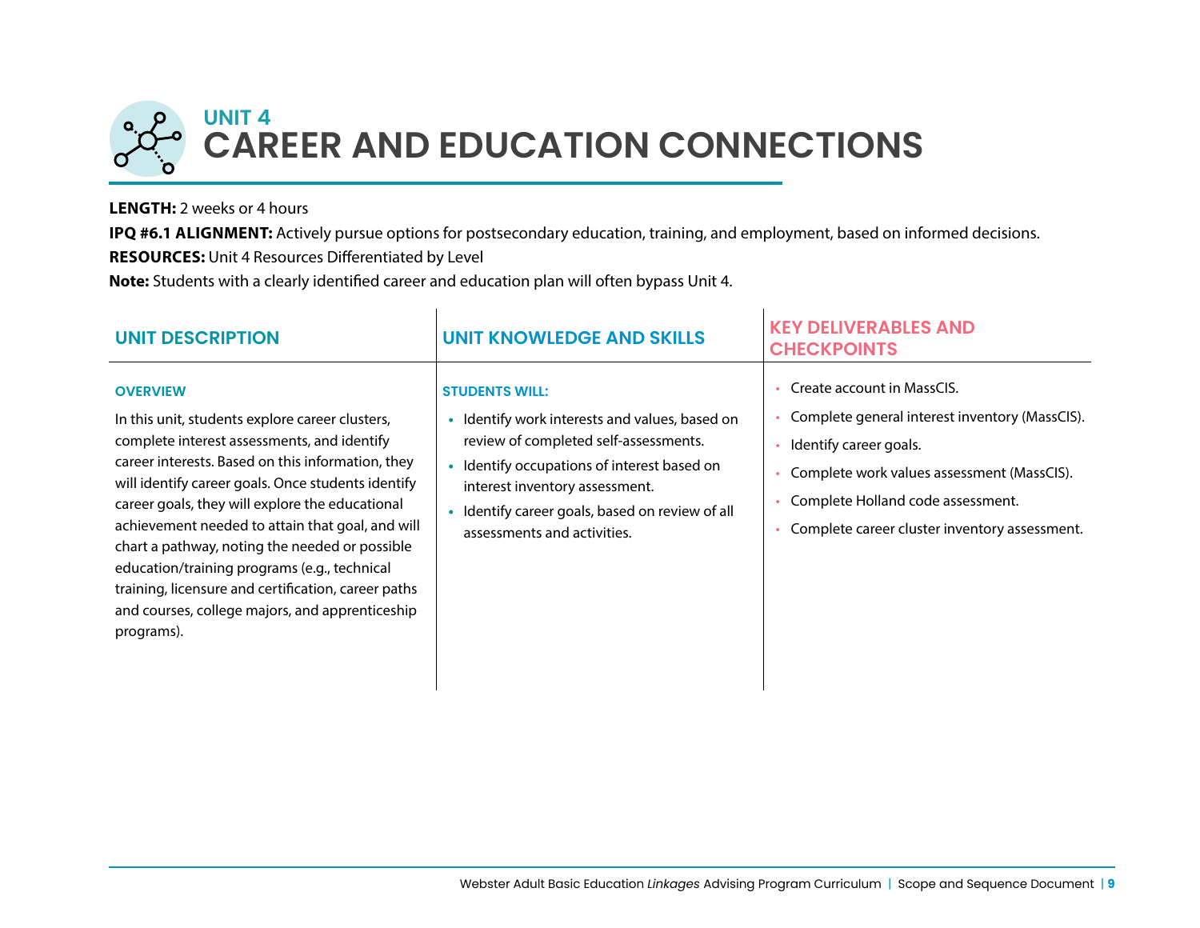# UNIT 4
# CAREER AND EDUCATION CONNECTIONS

**LENGTH:** 2 weeks or 4 hours

**IPQ #6.1 ALIGNMENT:** Actively pursue options for postsecondary education, training, and employment, based on informed decisions.

**RESOURCES:** Unit 4 Resources Differentiated by Level

**Note:** Students with a clearly identified career and education plan will often bypass Unit 4.

## UNIT DESCRIPTION

### OVERVIEW

In this unit, students explore career clusters, complete interest assessments, and identify career interests. Based on this information, they will identify career goals. Once students identify career goals, they will explore the educational achievement needed to attain that goal, and will chart a pathway, noting the needed or possible education/training programs (e.g., technical training, licensure and certification, career paths and courses, college majors, and apprenticeship programs).

## UNIT KNOWLEDGE AND SKILLS

### STUDENTS WILL:

- Identify work interests and values, based on review of completed self-assessments.
- Identify occupations of interest based on interest inventory assessment.
- Identify career goals, based on review of all assessments and activities.

## KEY DELIVERABLES AND CHECKPOINTS

- Create account in MassCIS.
- Complete general interest inventory (MassCIS).
- Identify career goals.
- Complete work values assessment (MassCIS).
- Complete Holland code assessment.
- Complete career cluster inventory assessment.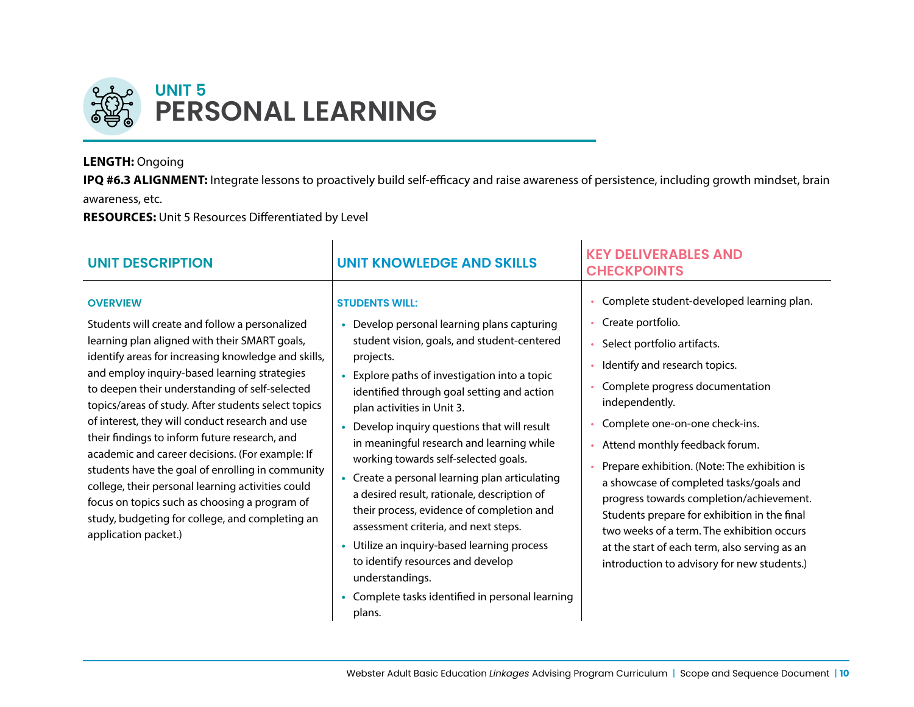# UNIT 5
# PERSONAL LEARNING

**LENGTH:** Ongoing

**IPQ #6.3 ALIGNMENT:** Integrate lessons to proactively build self-efficacy and raise awareness of persistence, including growth mindset, brain awareness, etc.

**RESOURCES:** Unit 5 Resources Differentiated by Level

## UNIT DESCRIPTION

### OVERVIEW

Students will create and follow a personalized learning plan aligned with their SMART goals, identify areas for increasing knowledge and skills, and employ inquiry-based learning strategies to deepen their understanding of self-selected topics/areas of study. After students select topics of interest, they will conduct research and use their findings to inform future research, and academic and career decisions. (For example: If students have the goal of enrolling in community college, their personal learning activities could focus on topics such as choosing a program of study, budgeting for college, and completing an application packet.)

## UNIT KNOWLEDGE AND SKILLS

### STUDENTS WILL:

- Develop personal learning plans capturing student vision, goals, and student-centered projects.
- Explore paths of investigation into a topic identified through goal setting and action plan activities in Unit 3.
- Develop inquiry questions that will result in meaningful research and learning while working towards self-selected goals.
- Create a personal learning plan articulating a desired result, rationale, description of their process, evidence of completion and assessment criteria, and next steps.
- Utilize an inquiry-based learning process to identify resources and develop understandings.
- Complete tasks identified in personal learning plans.

## KEY DELIVERABLES AND CHECKPOINTS

- Complete student-developed learning plan.
- Create portfolio.
- Select portfolio artifacts.
- Identify and research topics.
- Complete progress documentation independently.
- Complete one-on-one check-ins.
- Attend monthly feedback forum.
- Prepare exhibition. (Note: The exhibition is a showcase of completed tasks/goals and progress towards completion/achievement. Students prepare for exhibition in the final two weeks of a term. The exhibition occurs at the start of each term, also serving as an introduction to advisory for new students.)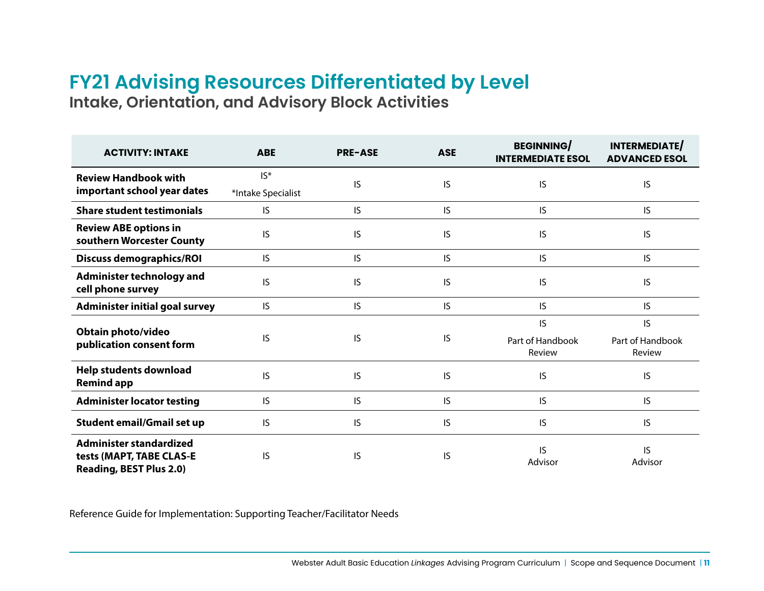# FY21 Advising Resources Differentiated by Level

## Intake, Orientation, and Advisory Block Activities

| ACTIVITY: INTAKE | ABE | PRE-ASE | ASE | BEGINNING/ INTERMEDIATE ESOL | INTERMEDIATE/ ADVANCED ESOL |
|---|---|---|---|---|---|
| **Review Handbook with important school year dates** | IS* *Intake Specialist | IS | IS | IS | IS |
| **Share student testimonials** | IS | IS | IS | IS | IS |
| **Review ABE options in southern Worcester County** | IS | IS | IS | IS | IS |
| **Discuss demographics/ROI** | IS | IS | IS | IS | IS |
| **Administer technology and cell phone survey** | IS | IS | IS | IS | IS |
| **Administer initial goal survey** | IS | IS | IS | IS | IS |
| **Obtain photo/video publication consent form** | IS | IS | IS | IS Part of Handbook Review | IS Part of Handbook Review |
| **Help students download Remind app** | IS | IS | IS | IS | IS |
| **Administer locator testing** | IS | IS | IS | IS | IS |
| **Student email/Gmail set up** | IS | IS | IS | IS | IS |
| **Administer standardized tests (MAPT, TABE CLAS-E Reading, BEST Plus 2.0)** | IS | IS | IS | IS Advisor | IS Advisor |

Reference Guide for Implementation: Supporting Teacher/Facilitator Needs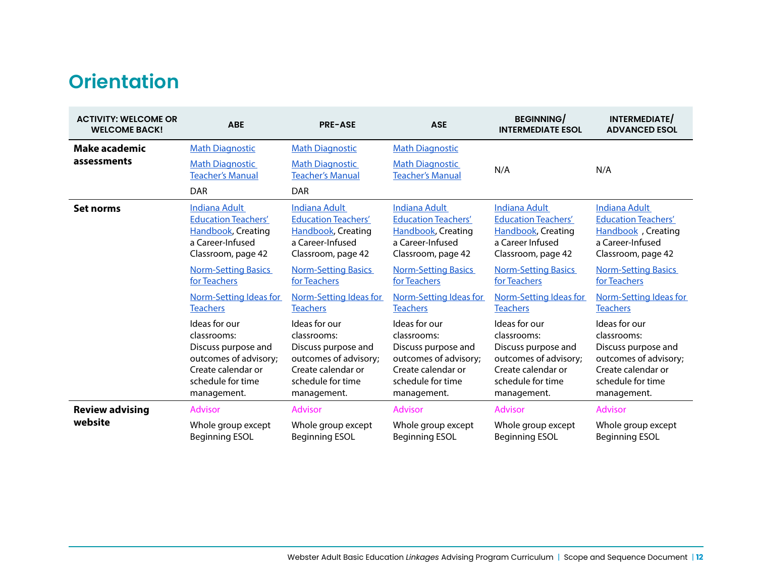# Orientation

| ACTIVITY: WELCOME OR WELCOME BACK! | ABE | PRE-ASE | ASE | BEGINNING/ INTERMEDIATE ESOL | INTERMEDIATE/ ADVANCED ESOL |
|---|---|---|---|---|---|
| **Make academic assessments** | Math Diagnostic<br>Math Diagnostic Teacher's Manual<br>DAR | Math Diagnostic<br>Math Diagnostic Teacher's Manual<br>DAR | Math Diagnostic<br>Math Diagnostic Teacher's Manual | N/A | N/A |
| **Set norms** | Indiana Adult Education Teachers' Handbook, Creating a Career-Infused Classroom, page 42<br>Norm-Setting Basics for Teachers<br>Norm-Setting Ideas for Teachers<br>Ideas for our classrooms: Discuss purpose and outcomes of advisory; Create calendar or schedule for time management. | Indiana Adult Education Teachers' Handbook, Creating a Career-Infused Classroom, page 42<br>Norm-Setting Basics for Teachers<br>Norm-Setting Ideas for Teachers<br>Ideas for our classrooms: Discuss purpose and outcomes of advisory; Create calendar or schedule for time management. | Indiana Adult Education Teachers' Handbook, Creating a Career-Infused Classroom, page 42<br>Norm-Setting Basics for Teachers<br>Norm-Setting Ideas for Teachers<br>Ideas for our classrooms: Discuss purpose and outcomes of advisory; Create calendar or schedule for time management. | Indiana Adult Education Teachers' Handbook, Creating a Career Infused Classroom, page 42<br>Norm-Setting Basics for Teachers<br>Norm-Setting Ideas for Teachers<br>Ideas for our classrooms: Discuss purpose and outcomes of advisory; Create calendar or schedule for time management. | Indiana Adult Education Teachers' Handbook , Creating a Career-Infused Classroom, page 42<br>Norm-Setting Basics for Teachers<br>Norm-Setting Ideas for Teachers<br>Ideas for our classrooms: Discuss purpose and outcomes of advisory; Create calendar or schedule for time management. |
| **Review advising website** | Advisor<br>Whole group except Beginning ESOL | Advisor<br>Whole group except Beginning ESOL | Advisor<br>Whole group except Beginning ESOL | Advisor<br>Whole group except Beginning ESOL | Advisor<br>Whole group except Beginning ESOL |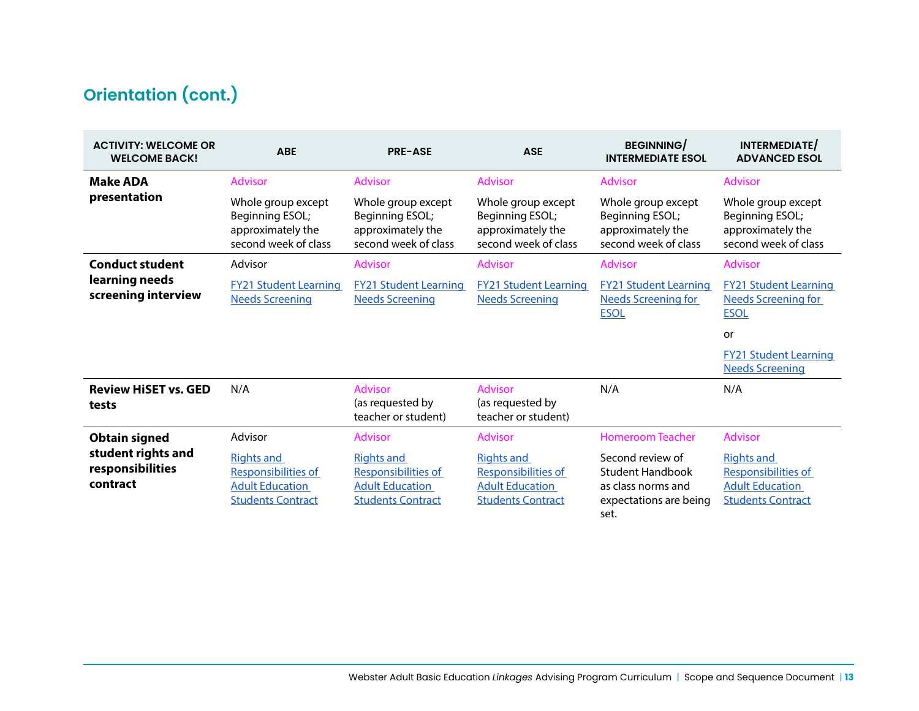## Orientation (cont.)

| ACTIVITY: WELCOME OR WELCOME BACK! | ABE | PRE-ASE | ASE | BEGINNING/ INTERMEDIATE ESOL | INTERMEDIATE/ ADVANCED ESOL |
|---|---|---|---|---|---|
| **Make ADA presentation** | Advisor<br><br>Whole group except Beginning ESOL; approximately the second week of class | Advisor<br><br>Whole group except Beginning ESOL; approximately the second week of class | Advisor<br><br>Whole group except Beginning ESOL; approximately the second week of class | Advisor<br><br>Whole group except Beginning ESOL; approximately the second week of class | Advisor<br><br>Whole group except Beginning ESOL; approximately the second week of class |
| **Conduct student learning needs screening interview** | Advisor<br><br>FY21 Student Learning Needs Screening | Advisor<br><br>FY21 Student Learning Needs Screening | Advisor<br><br>FY21 Student Learning Needs Screening | Advisor<br><br>FY21 Student Learning Needs Screening for ESOL | Advisor<br><br>FY21 Student Learning Needs Screening for ESOL<br><br>or<br><br>FY21 Student Learning Needs Screening |
| **Review HiSET vs. GED tests** | N/A | Advisor<br>(as requested by teacher or student) | Advisor<br>(as requested by teacher or student) | N/A | N/A |
| **Obtain signed student rights and responsibilities contract** | Advisor<br><br>Rights and Responsibilities of Adult Education Students Contract | Advisor<br><br>Rights and Responsibilities of Adult Education Students Contract | Advisor<br><br>Rights and Responsibilities of Adult Education Students Contract | Homeroom Teacher<br><br>Second review of Student Handbook as class norms and expectations are being set. | Advisor<br><br>Rights and Responsibilities of Adult Education Students Contract |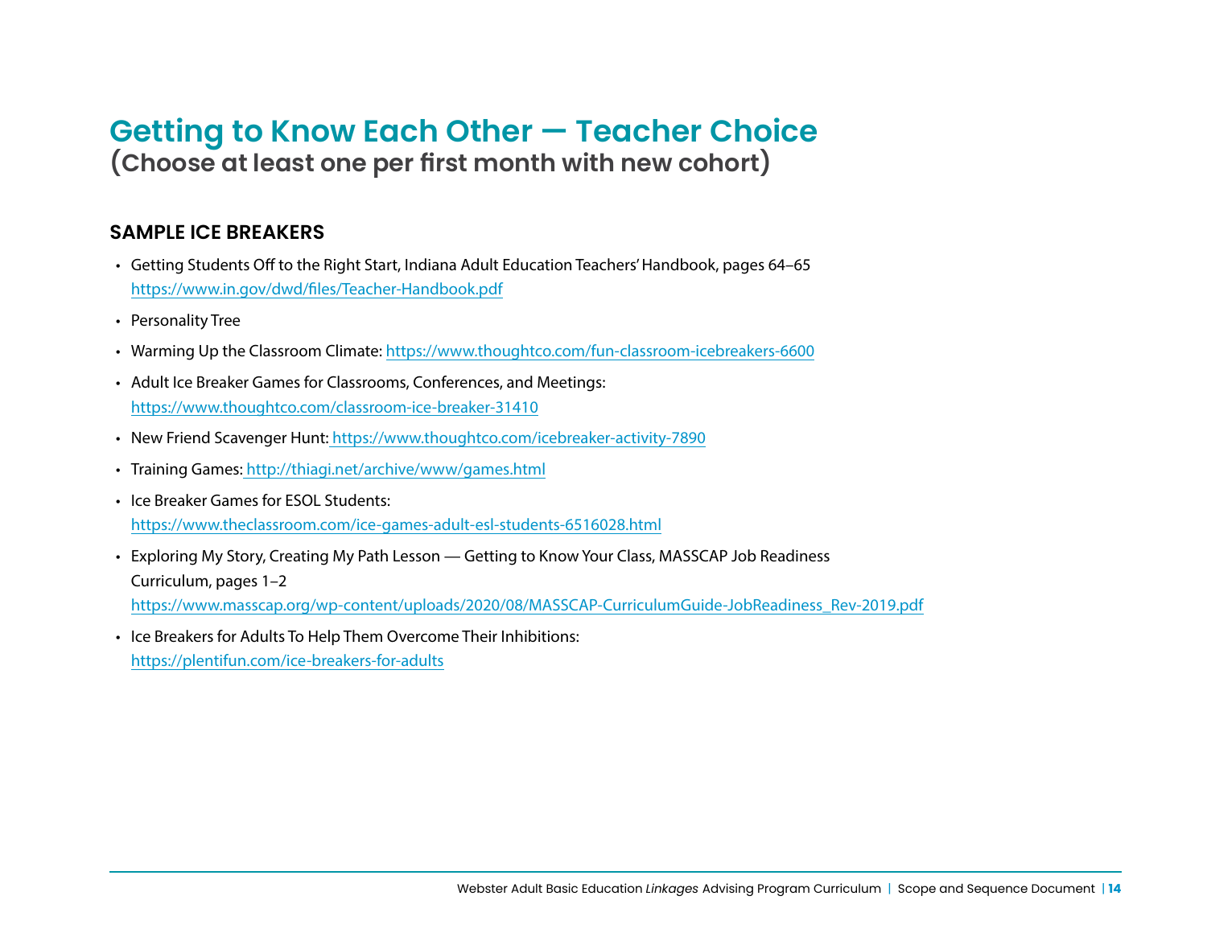# Getting to Know Each Other — Teacher Choice

## (Choose at least one per first month with new cohort)

### SAMPLE ICE BREAKERS

- Getting Students Off to the Right Start, Indiana Adult Education Teachers' Handbook, pages 64–65 https://www.in.gov/dwd/files/Teacher-Handbook.pdf
- Personality Tree
- Warming Up the Classroom Climate: https://www.thoughtco.com/fun-classroom-icebreakers-6600
- Adult Ice Breaker Games for Classrooms, Conferences, and Meetings: https://www.thoughtco.com/classroom-ice-breaker-31410
- New Friend Scavenger Hunt: https://www.thoughtco.com/icebreaker-activity-7890
- Training Games: http://thiagi.net/archive/www/games.html
- Ice Breaker Games for ESOL Students: https://www.theclassroom.com/ice-games-adult-esl-students-6516028.html
- Exploring My Story, Creating My Path Lesson — Getting to Know Your Class, MASSCAP Job Readiness Curriculum, pages 1–2 https://www.masscap.org/wp-content/uploads/2020/08/MASSCAP-CurriculumGuide-JobReadiness_Rev-2019.pdf
- Ice Breakers for Adults To Help Them Overcome Their Inhibitions: https://plentifun.com/ice-breakers-for-adults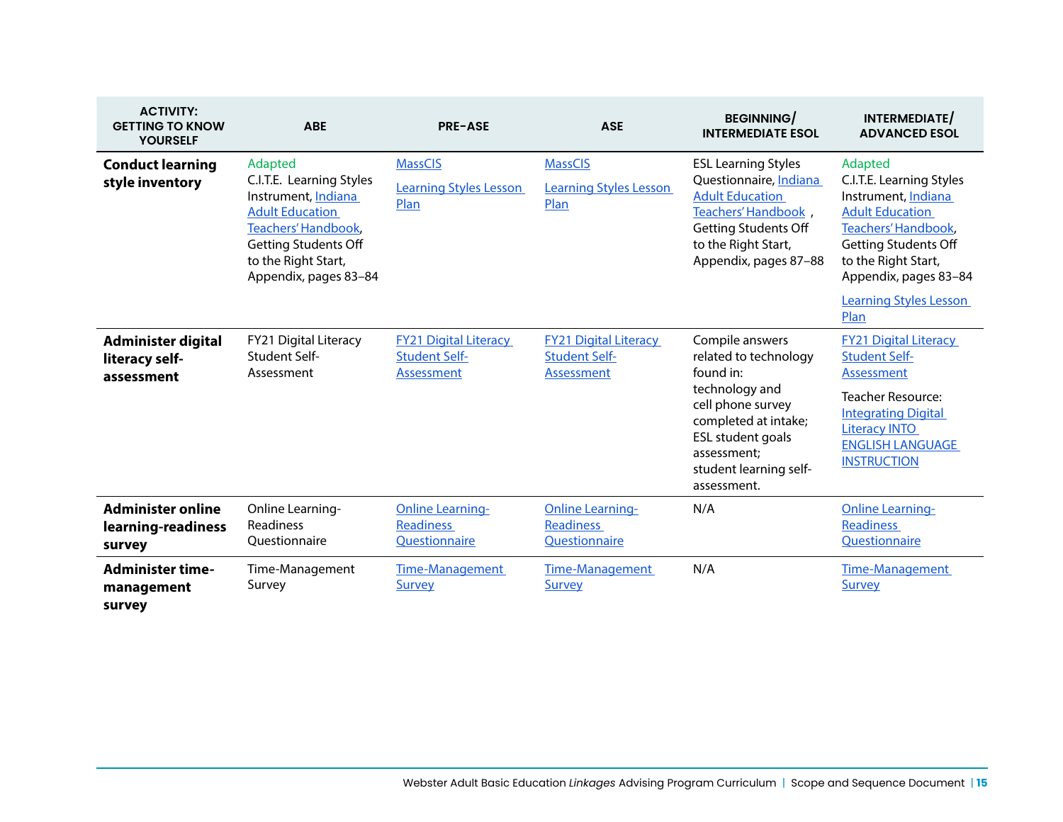| ACTIVITY: GETTING TO KNOW YOURSELF | ABE | PRE-ASE | ASE | BEGINNING/ INTERMEDIATE ESOL | INTERMEDIATE/ ADVANCED ESOL |
|---|---|---|---|---|---|
| **Conduct learning style inventory** | Adapted C.I.T.E. Learning Styles Instrument, Indiana Adult Education Teachers' Handbook, Getting Students Off to the Right Start, Appendix, pages 83–84 | MassCIS<br><br>Learning Styles Lesson Plan | MassCIS<br><br>Learning Styles Lesson Plan | ESL Learning Styles Questionnaire, Indiana Adult Education Teachers' Handbook , Getting Students Off to the Right Start, Appendix, pages 87–88 | Adapted C.I.T.E. Learning Styles Instrument, Indiana Adult Education Teachers' Handbook, Getting Students Off to the Right Start, Appendix, pages 83–84<br><br>Learning Styles Lesson Plan |
| **Administer digital literacy self-assessment** | FY21 Digital Literacy Student Self-Assessment | FY21 Digital Literacy Student Self-Assessment | FY21 Digital Literacy Student Self-Assessment | Compile answers related to technology found in:<br>technology and cell phone survey completed at intake;<br>ESL student goals assessment;<br>student learning self-assessment. | FY21 Digital Literacy Student Self-Assessment<br><br>Teacher Resource: Integrating Digital Literacy INTO ENGLISH LANGUAGE INSTRUCTION |
| **Administer online learning-readiness survey** | Online Learning-Readiness Questionnaire | Online Learning-Readiness Questionnaire | Online Learning-Readiness Questionnaire | N/A | Online Learning-Readiness Questionnaire |
| **Administer time-management survey** | Time-Management Survey | Time-Management Survey | Time-Management Survey | N/A | Time-Management Survey |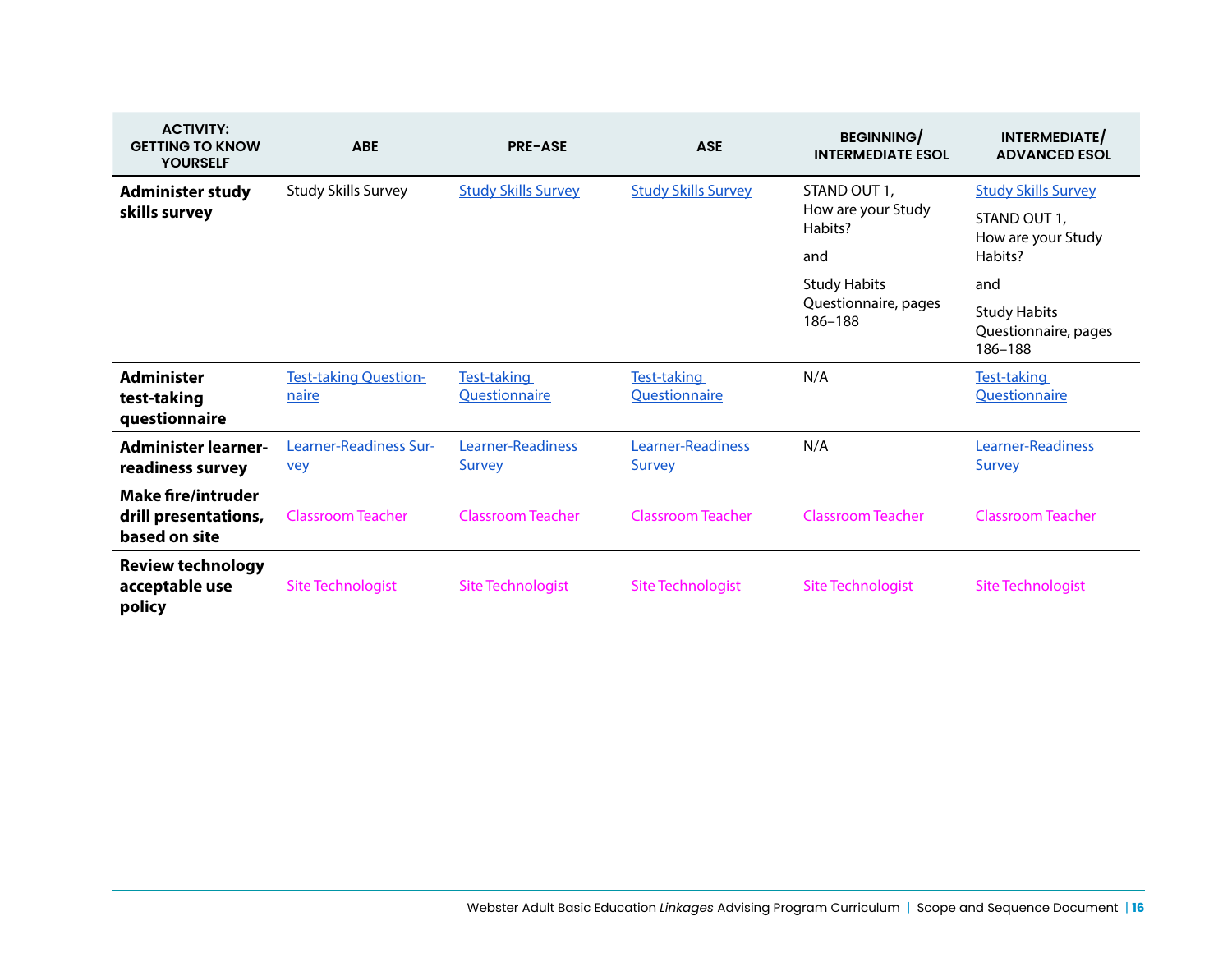| ACTIVITY: GETTING TO KNOW YOURSELF | ABE | PRE-ASE | ASE | BEGINNING/ INTERMEDIATE ESOL | INTERMEDIATE/ ADVANCED ESOL |
|---|---|---|---|---|---|
| **Administer study skills survey** | Study Skills Survey | Study Skills Survey | Study Skills Survey | STAND OUT 1, How are your Study Habits? and Study Habits Questionnaire, pages 186–188 | Study Skills Survey STAND OUT 1, How are your Study Habits? and Study Habits Questionnaire, pages 186–188 |
| **Administer test-taking questionnaire** | Test-taking Questionnaire | Test-taking Questionnaire | Test-taking Questionnaire | N/A | Test-taking Questionnaire |
| **Administer learner-readiness survey** | Learner-Readiness Survey | Learner-Readiness Survey | Learner-Readiness Survey | N/A | Learner-Readiness Survey |
| **Make fire/intruder drill presentations, based on site** | Classroom Teacher | Classroom Teacher | Classroom Teacher | Classroom Teacher | Classroom Teacher |
| **Review technology acceptable use policy** | Site Technologist | Site Technologist | Site Technologist | Site Technologist | Site Technologist |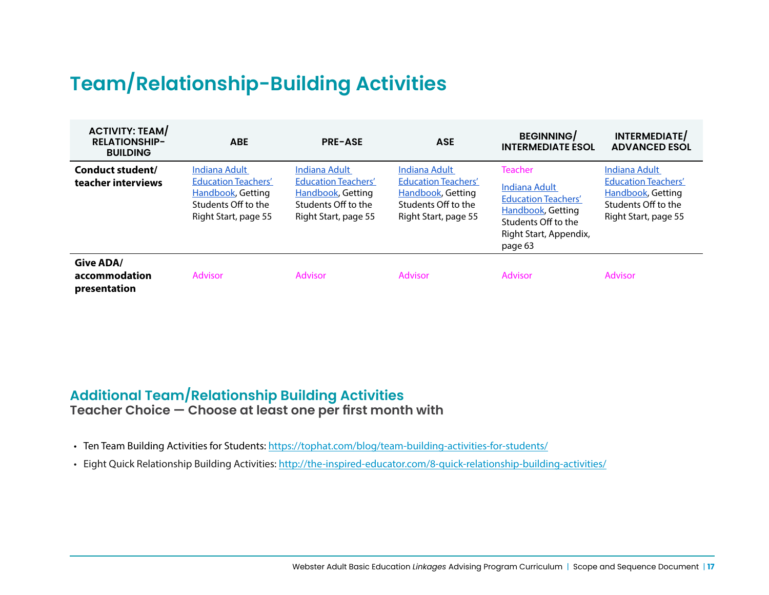# Team/Relationship-Building Activities

| ACTIVITY: TEAM/ RELATIONSHIP-BUILDING | ABE | PRE-ASE | ASE | BEGINNING/ INTERMEDIATE ESOL | INTERMEDIATE/ ADVANCED ESOL |
|---|---|---|---|---|---|
| **Conduct student/ teacher interviews** | Indiana Adult Education Teachers' Handbook, Getting Students Off to the Right Start, page 55 | Indiana Adult Education Teachers' Handbook, Getting Students Off to the Right Start, page 55 | Indiana Adult Education Teachers' Handbook, Getting Students Off to the Right Start, page 55 | Teacher<br><br>Indiana Adult Education Teachers' Handbook, Getting Students Off to the Right Start, Appendix, page 63 | Indiana Adult Education Teachers' Handbook, Getting Students Off to the Right Start, page 55 |
| **Give ADA/ accommodation presentation** | Advisor | Advisor | Advisor | Advisor | Advisor |

## Additional Team/Relationship Building Activities

### Teacher Choice — Choose at least one per first month with

- Ten Team Building Activities for Students: https://tophat.com/blog/team-building-activities-for-students/
- Eight Quick Relationship Building Activities: http://the-inspired-educator.com/8-quick-relationship-building-activities/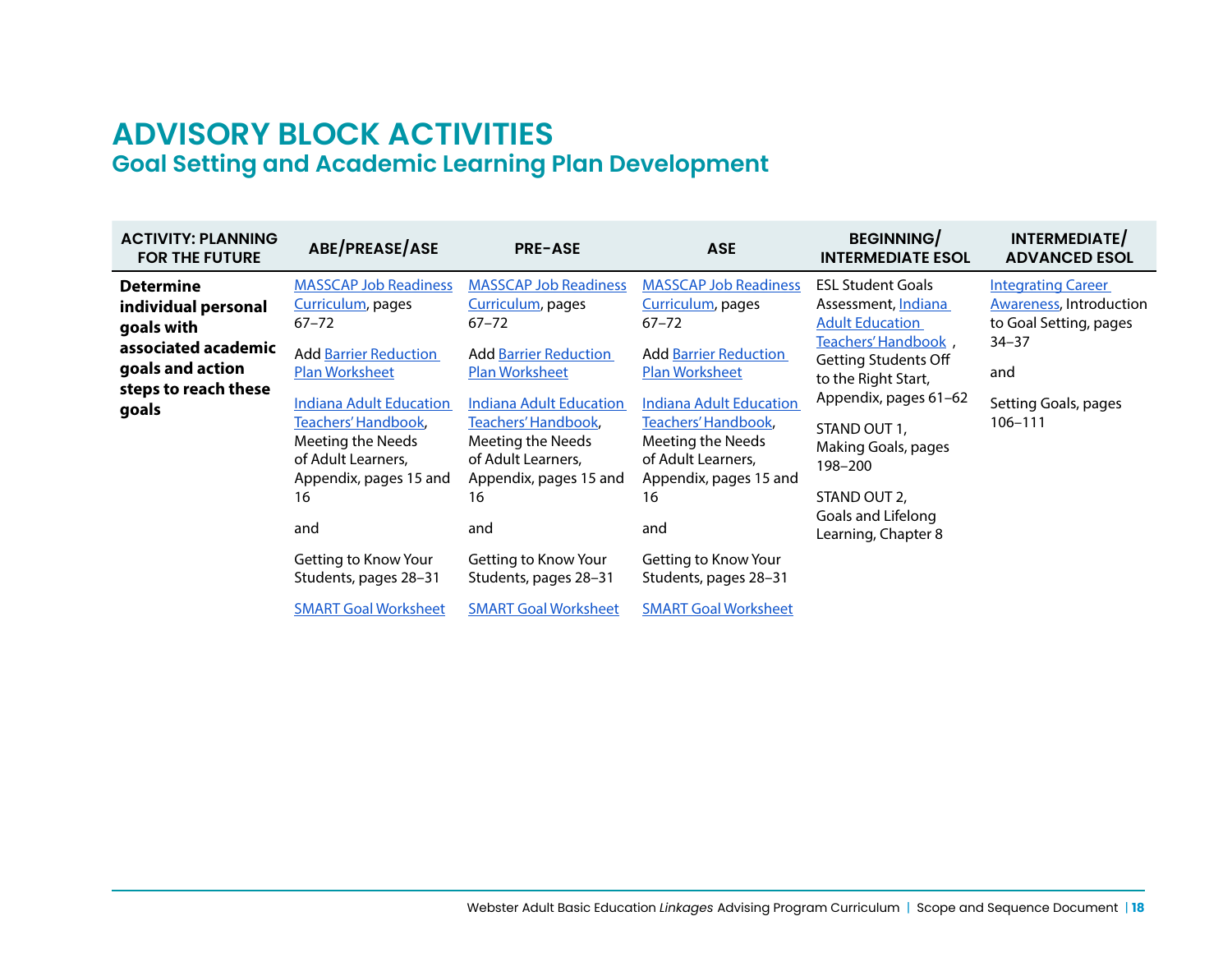# ADVISORY BLOCK ACTIVITIES

## Goal Setting and Academic Learning Plan Development

| ACTIVITY: PLANNING FOR THE FUTURE | ABE/PREASE/ASE | PRE-ASE | ASE | BEGINNING/ INTERMEDIATE ESOL | INTERMEDIATE/ ADVANCED ESOL |
|---|---|---|---|---|---|
| **Determine individual personal goals with associated academic goals and action steps to reach these goals** | MASSCAP Job Readiness Curriculum, pages 67–72<br><br>Add Barrier Reduction Plan Worksheet<br><br>Indiana Adult Education Teachers' Handbook, Meeting the Needs of Adult Learners, Appendix, pages 15 and 16<br><br>and<br><br>Getting to Know Your Students, pages 28–31<br><br>SMART Goal Worksheet | MASSCAP Job Readiness Curriculum, pages 67–72<br><br>Add Barrier Reduction Plan Worksheet<br><br>Indiana Adult Education Teachers' Handbook, Meeting the Needs of Adult Learners, Appendix, pages 15 and 16<br><br>and<br><br>Getting to Know Your Students, pages 28–31<br><br>SMART Goal Worksheet | MASSCAP Job Readiness Curriculum, pages 67–72<br><br>Add Barrier Reduction Plan Worksheet<br><br>Indiana Adult Education Teachers' Handbook, Meeting the Needs of Adult Learners, Appendix, pages 15 and 16<br><br>and<br><br>Getting to Know Your Students, pages 28–31<br><br>SMART Goal Worksheet | ESL Student Goals Assessment, Indiana Adult Education Teachers' Handbook , Getting Students Off to the Right Start, Appendix, pages 61–62<br><br>STAND OUT 1, Making Goals, pages 198–200<br><br>STAND OUT 2, Goals and Lifelong Learning, Chapter 8 | Integrating Career Awareness, Introduction to Goal Setting, pages 34–37<br><br>and<br><br>Setting Goals, pages 106–111 |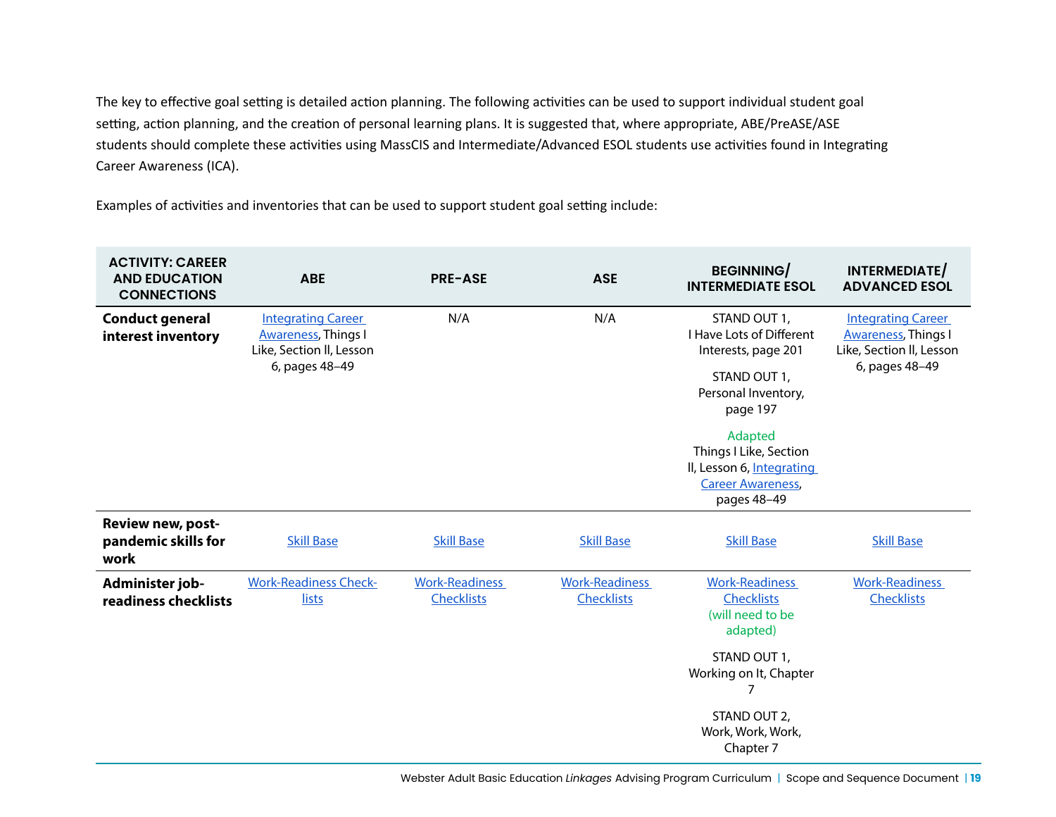The key to effective goal setting is detailed action planning. The following activities can be used to support individual student goal setting, action planning, and the creation of personal learning plans. It is suggested that, where appropriate, ABE/PreASE/ASE students should complete these activities using MassCIS and Intermediate/Advanced ESOL students use activities found in Integrating Career Awareness (ICA).

Examples of activities and inventories that can be used to support student goal setting include:

| ACTIVITY: CAREER AND EDUCATION CONNECTIONS | ABE | PRE-ASE | ASE | BEGINNING/ INTERMEDIATE ESOL | INTERMEDIATE/ ADVANCED ESOL |
|---|---|---|---|---|---|
| **Conduct general interest inventory** | Integrating Career Awareness, Things I Like, Section II, Lesson 6, pages 48–49 | N/A | N/A | STAND OUT 1, I Have Lots of Different Interests, page 201<br><br>STAND OUT 1, Personal Inventory, page 197<br><br>Adapted Things I Like, Section II, Lesson 6, Integrating Career Awareness, pages 48–49 | Integrating Career Awareness, Things I Like, Section II, Lesson 6, pages 48–49 |
| **Review new, post-pandemic skills for work** | Skill Base | Skill Base | Skill Base | Skill Base | Skill Base |
| **Administer job-readiness checklists** | Work-Readiness Checklists | Work-Readiness Checklists | Work-Readiness Checklists | Work-Readiness Checklists (will need to be adapted)<br><br>STAND OUT 1, Working on It, Chapter 7<br><br>STAND OUT 2, Work, Work, Work, Chapter 7 | Work-Readiness Checklists |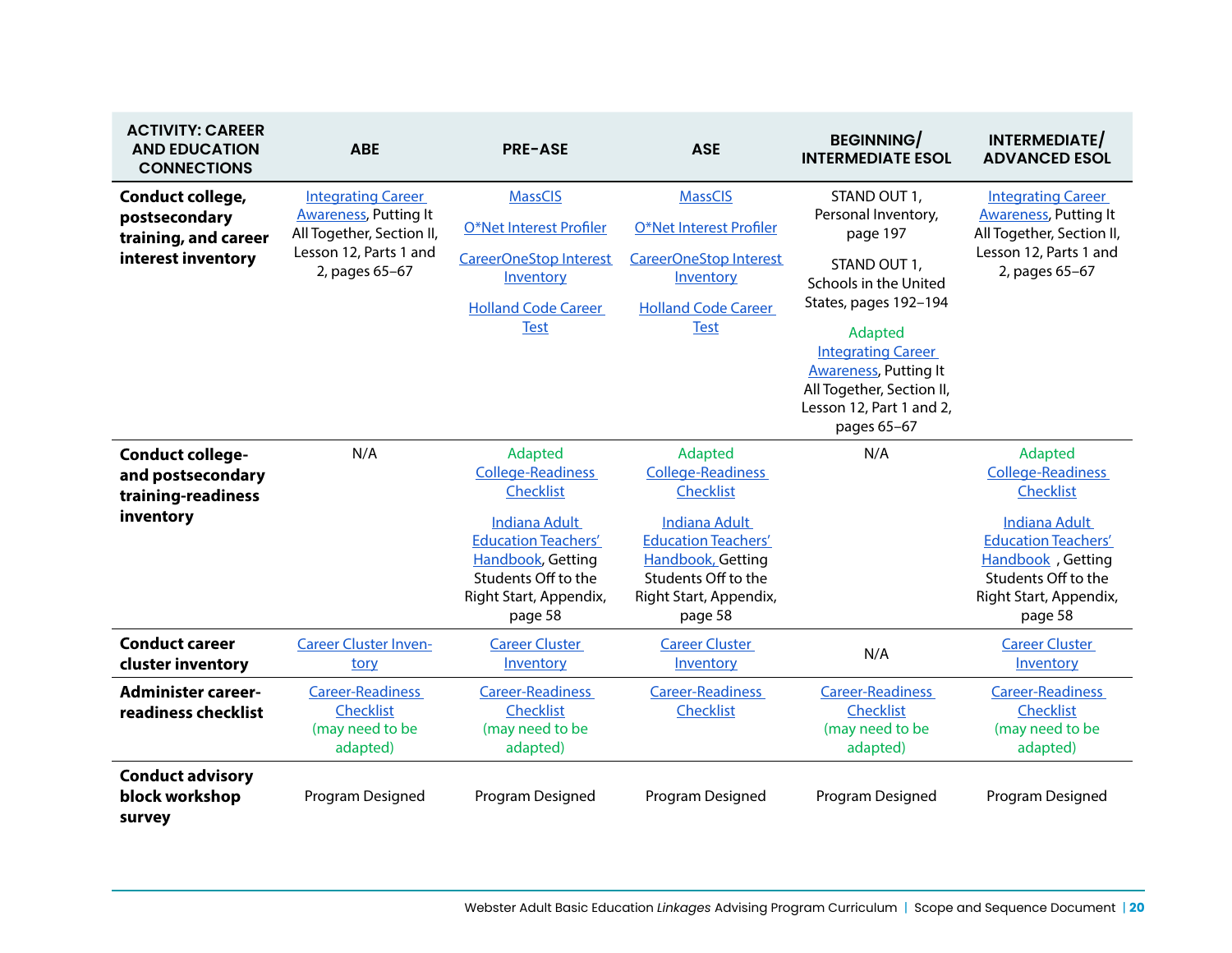| ACTIVITY: CAREER AND EDUCATION CONNECTIONS | ABE | PRE-ASE | ASE | BEGINNING/ INTERMEDIATE ESOL | INTERMEDIATE/ ADVANCED ESOL |
|---|---|---|---|---|---|
| **Conduct college, postsecondary training, and career interest inventory** | Integrating Career Awareness, Putting It All Together, Section II, Lesson 12, Parts 1 and 2, pages 65–67 | MassCIS<br><br>O*Net Interest Profiler<br><br>CareerOneStop Interest Inventory<br><br>Holland Code Career Test | MassCIS<br><br>O*Net Interest Profiler<br><br>CareerOneStop Interest Inventory<br><br>Holland Code Career Test | STAND OUT 1, Personal Inventory, page 197<br><br>STAND OUT 1, Schools in the United States, pages 192–194<br><br>Adapted Integrating Career Awareness, Putting It All Together, Section II, Lesson 12, Part 1 and 2, pages 65–67 | Integrating Career Awareness, Putting It All Together, Section II, Lesson 12, Parts 1 and 2, pages 65–67 |
| **Conduct college- and postsecondary training-readiness inventory** | N/A | Adapted College-Readiness Checklist<br><br>Indiana Adult Education Teachers' Handbook, Getting Students Off to the Right Start, Appendix, page 58 | Adapted College-Readiness Checklist<br><br>Indiana Adult Education Teachers' Handbook, Getting Students Off to the Right Start, Appendix, page 58 | N/A | Adapted College-Readiness Checklist<br><br>Indiana Adult Education Teachers' Handbook , Getting Students Off to the Right Start, Appendix, page 58 |
| **Conduct career cluster inventory** | Career Cluster Inventory | Career Cluster Inventory | Career Cluster Inventory | N/A | Career Cluster Inventory |
| **Administer career-readiness checklist** | Career-Readiness Checklist (may need to be adapted) | Career-Readiness Checklist (may need to be adapted) | Career-Readiness Checklist | Career-Readiness Checklist (may need to be adapted) | Career-Readiness Checklist (may need to be adapted) |
| **Conduct advisory block workshop survey** | Program Designed | Program Designed | Program Designed | Program Designed | Program Designed |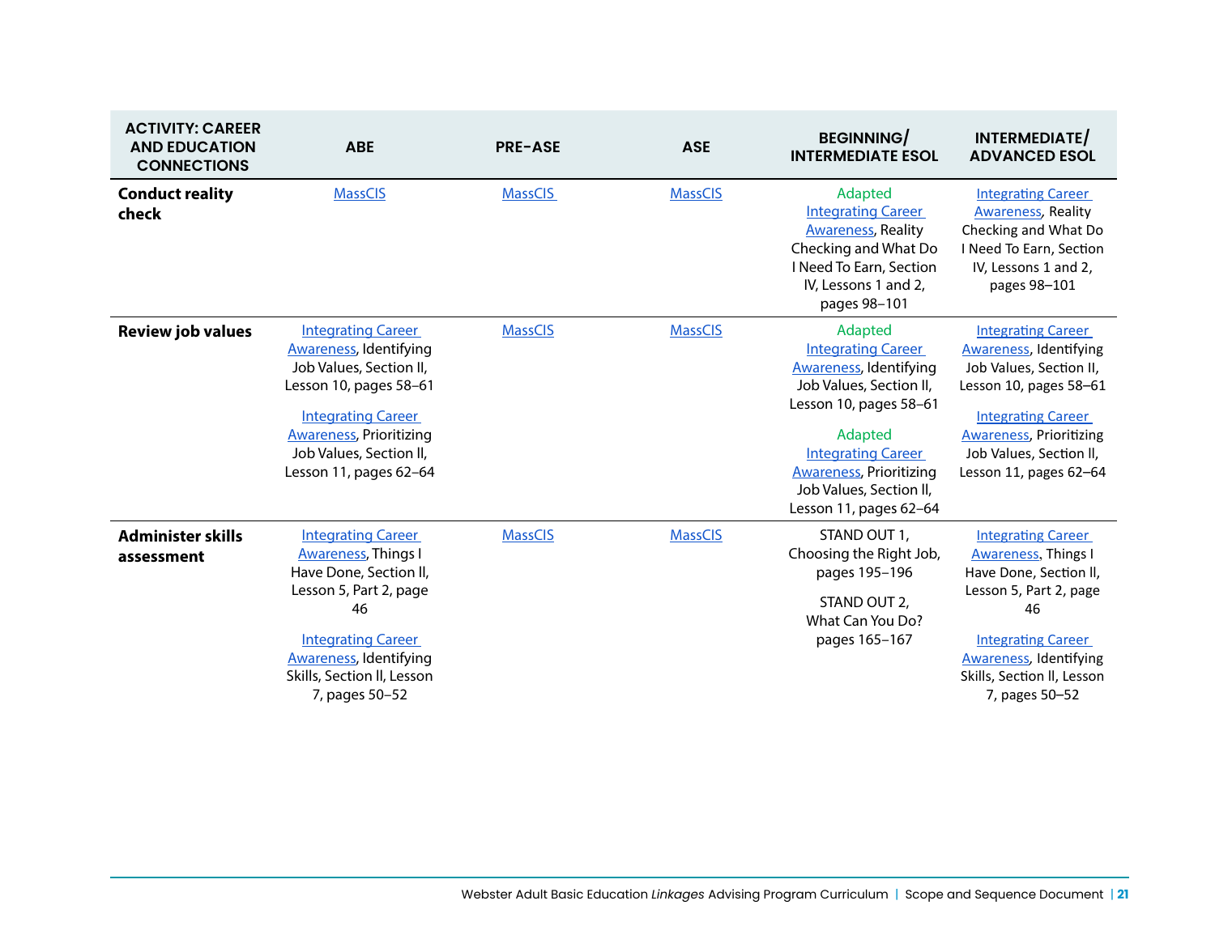| ACTIVITY: CAREER AND EDUCATION CONNECTIONS | ABE | PRE-ASE | ASE | BEGINNING/ INTERMEDIATE ESOL | INTERMEDIATE/ ADVANCED ESOL |
|---|---|---|---|---|---|
| **Conduct reality check** | MassCIS | MassCIS | MassCIS | Adapted Integrating Career Awareness, Reality Checking and What Do I Need To Earn, Section IV, Lessons 1 and 2, pages 98–101 | Integrating Career Awareness, Reality Checking and What Do I Need To Earn, Section IV, Lessons 1 and 2, pages 98–101 |
| **Review job values** | Integrating Career Awareness, Identifying Job Values, Section II, Lesson 10, pages 58–61<br><br>Integrating Career Awareness, Prioritizing Job Values, Section II, Lesson 11, pages 62–64 | MassCIS | MassCIS | Adapted Integrating Career Awareness, Identifying Job Values, Section II, Lesson 10, pages 58–61<br><br>Adapted Integrating Career Awareness, Prioritizing Job Values, Section II, Lesson 11, pages 62–64 | Integrating Career Awareness, Identifying Job Values, Section II, Lesson 10, pages 58–61<br><br>Integrating Career Awareness, Prioritizing Job Values, Section II, Lesson 11, pages 62–64 |
| **Administer skills assessment** | Integrating Career Awareness, Things I Have Done, Section II, Lesson 5, Part 2, page 46<br><br>Integrating Career Awareness, Identifying Skills, Section II, Lesson 7, pages 50–52 | MassCIS | MassCIS | STAND OUT 1, Choosing the Right Job, pages 195–196<br><br>STAND OUT 2, What Can You Do? pages 165–167 | Integrating Career Awareness, Things I Have Done, Section II, Lesson 5, Part 2, page 46<br><br>Integrating Career Awareness, Identifying Skills, Section II, Lesson 7, pages 50–52 |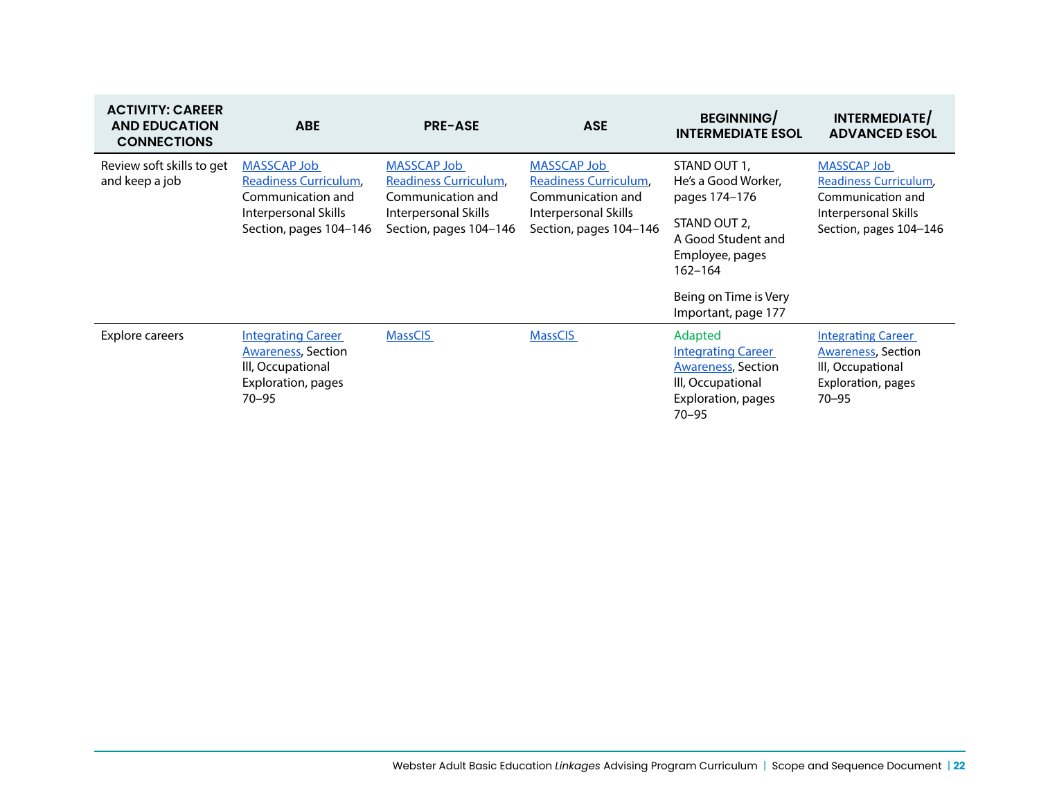| ACTIVITY: CAREER AND EDUCATION CONNECTIONS | ABE | PRE-ASE | ASE | BEGINNING/ INTERMEDIATE ESOL | INTERMEDIATE/ ADVANCED ESOL |
|---|---|---|---|---|---|
| Review soft skills to get and keep a job | MASSCAP Job Readiness Curriculum, Communication and Interpersonal Skills Section, pages 104–146 | MASSCAP Job Readiness Curriculum, Communication and Interpersonal Skills Section, pages 104–146 | MASSCAP Job Readiness Curriculum, Communication and Interpersonal Skills Section, pages 104–146 | STAND OUT 1, He's a Good Worker, pages 174–176<br><br>STAND OUT 2, A Good Student and Employee, pages 162–164<br><br>Being on Time is Very Important, page 177 | MASSCAP Job Readiness Curriculum, Communication and Interpersonal Skills Section, pages 104–146 |
| Explore careers | Integrating Career Awareness, Section III, Occupational Exploration, pages 70–95 | MassCIS | MassCIS | Adapted Integrating Career Awareness, Section III, Occupational Exploration, pages 70–95 | Integrating Career Awareness, Section III, Occupational Exploration, pages 70–95 |